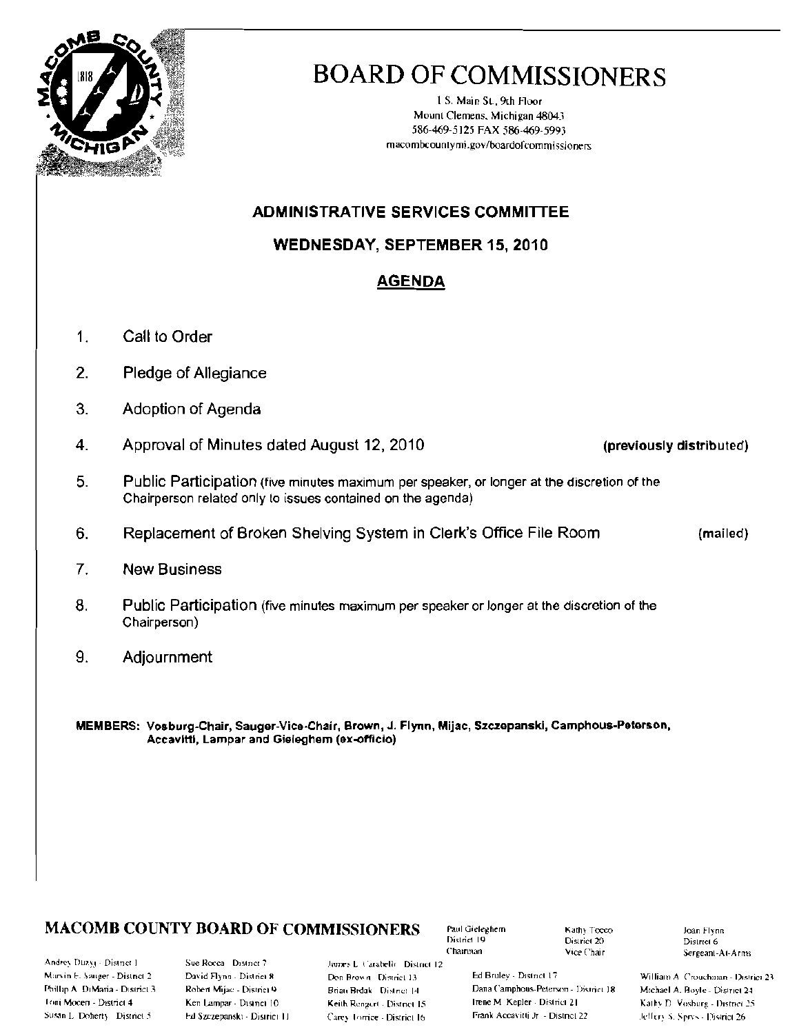# BOARD OF COMMISSIONERS

1 S. Main St., 9th Floor
Mount Clemens, Michigan 48043
586-469-5125 FAX 586-469-5993
macombcountymi.gov/boardofcommissioners

## ADMINISTRATIVE SERVICES COMMITTEE

## WEDNESDAY, SEPTEMBER 15, 2010

## AGENDA

1. Call to Order
2. Pledge of Allegiance
3. Adoption of Agenda
4. Approval of Minutes dated August 12, 2010 **(previously distributed)**
5. Public Participation (five minutes maximum per speaker, or longer at the discretion of the Chairperson related only to issues contained on the agenda)
6. Replacement of Broken Shelving System in Clerk's Office File Room (mailed)
7. New Business
8. Public Participation (five minutes maximum per speaker or longer at the discretion of the Chairperson)
9. Adjournment

**MEMBERS: Vosburg-Chair, Sauger-Vice-Chair, Brown, J. Flynn, Mijac, Szczepanski, Camphous-Peterson, Accavitti, Lampar and Gieleghem (ex-officio)**

### MACOMB COUNTY BOARD OF COMMISSIONERS

Paul Gieleghem, District 19, Chairman
Kathy Tocco, District 20, Vice Chair
Joan Flynn, District 6, Sergeant-At-Arms

Andrey Duzyj - District 1
Marvin E. Sauger - District 2
Phillip A. DiMaria - District 3
Toni Moceri - District 4
Susan L. Doherty - District 5
Sue Rocca - District 7
David Flynn - District 8
Robert Mijac - District 9
Ken Lampar - District 10
Ed Szczepanski - District 11
James L. Carabelli - District 12
Don Brown - District 13
Brian Brdak - District 14
Keith Rengert - District 15
Carey Torrice - District 16
Ed Bruley - District 17
Dana Camphous-Peterson - District 18
Irene M. Kepler - District 21
Frank Accavitti Jr. - District 22
William A. Crouchman - District 23
Michael A. Boyle - District 24
Kathy D. Vosburg - District 25
Jeffery S. Sprys - District 26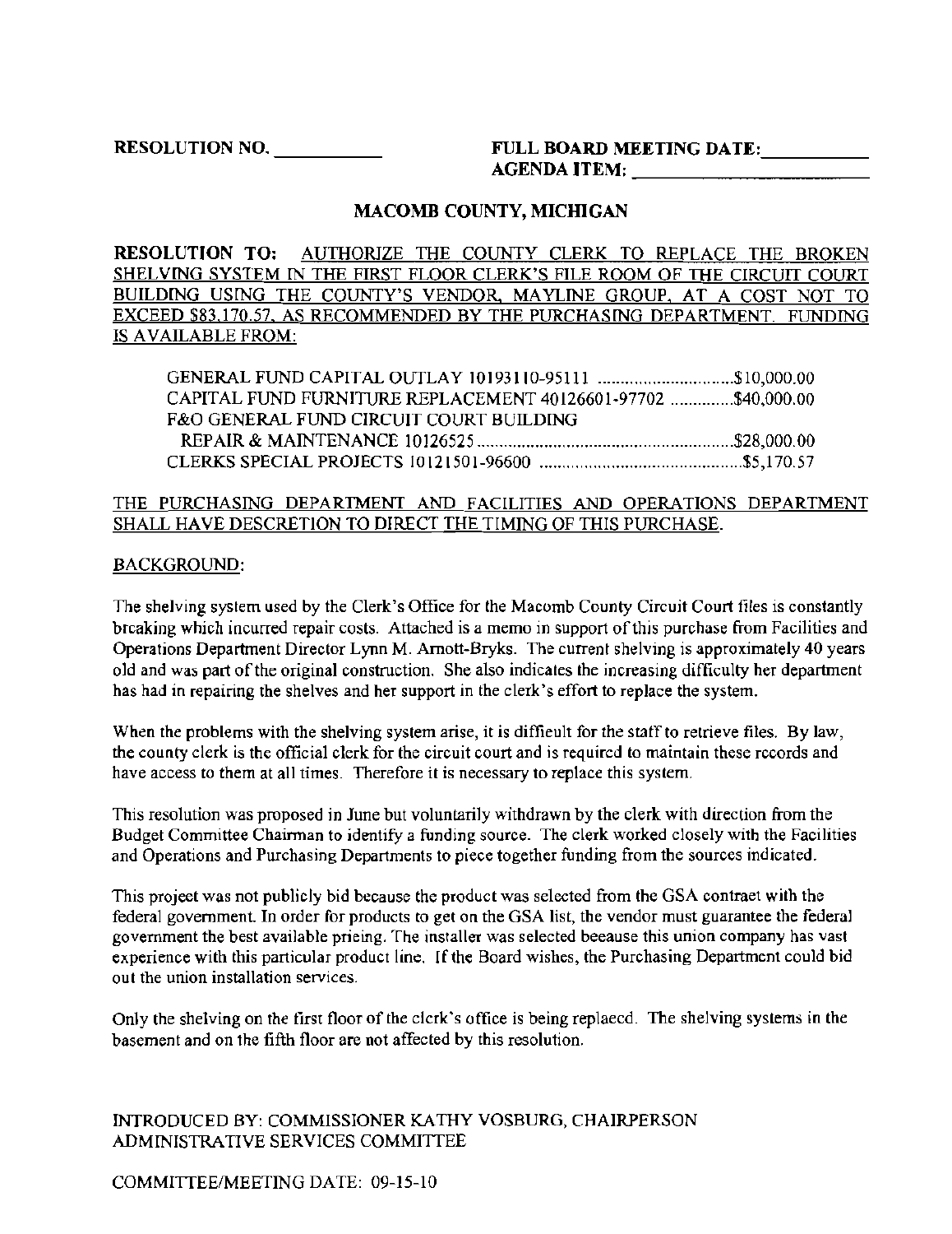**RESOLUTION NO. \_\_\_\_\_\_\_\_\_\_**

**FULL BOARD MEETING DATE: \_\_\_\_\_\_\_\_\_\_**

**AGENDA ITEM: \_\_\_\_\_\_\_\_\_\_\_\_\_\_\_\_\_\_\_\_**

## MACOMB COUNTY, MICHIGAN

**RESOLUTION TO:** AUTHORIZE THE COUNTY CLERK TO REPLACE THE BROKEN SHELVING SYSTEM IN THE FIRST FLOOR CLERK'S FILE ROOM OF THE CIRCUIT COURT BUILDING USING THE COUNTY'S VENDOR, MAYLINE GROUP, AT A COST NOT TO EXCEED $83,170.57, AS RECOMMENDED BY THE PURCHASING DEPARTMENT. FUNDING IS AVAILABLE FROM:

GENERAL FUND CAPITAL OUTLAY 10193110-95111 ..............................$10,000.00
CAPITAL FUND FURNITURE REPLACEMENT 40126601-97702 ..............$40,000.00
F&O GENERAL FUND CIRCUIT COURT BUILDING
REPAIR & MAINTENANCE 10126525 ........................................................$28,000.00
CLERKS SPECIAL PROJECTS 10121501-96600 ............................................$5,170.57

THE PURCHASING DEPARTMENT AND FACILITIES AND OPERATIONS DEPARTMENT SHALL HAVE DESCRETION TO DIRECT THE TIMING OF THIS PURCHASE.

BACKGROUND:

The shelving system used by the Clerk's Office for the Macomb County Circuit Court files is constantly breaking which incurred repair costs. Attached is a memo in support of this purchase from Facilities and Operations Department Director Lynn M. Arnott-Bryks. The current shelving is approximately 40 years old and was part of the original construction. She also indicates the increasing difficulty her department has had in repairing the shelves and her support in the clerk's effort to replace the system.

When the problems with the shelving system arise, it is difficult for the staff to retrieve files. By law, the county clerk is the official clerk for the circuit court and is required to maintain these records and have access to them at all times. Therefore it is necessary to replace this system.

This resolution was proposed in June but voluntarily withdrawn by the clerk with direction from the Budget Committee Chairman to identify a funding source. The clerk worked closely with the Facilities and Operations and Purchasing Departments to piece together funding from the sources indicated.

This project was not publicly bid because the product was selected from the GSA contract with the federal government. In order for products to get on the GSA list, the vendor must guarantee the federal government the best available pricing. The installer was selected because this union company has vast experience with this particular product line. If the Board wishes, the Purchasing Department could bid out the union installation services.

Only the shelving on the first floor of the clerk's office is being replaced. The shelving systems in the basement and on the fifth floor are not affected by this resolution.

INTRODUCED BY: COMMISSIONER KATHY VOSBURG, CHAIRPERSON
ADMINISTRATIVE SERVICES COMMITTEE

COMMITTEE/MEETING DATE: 09-15-10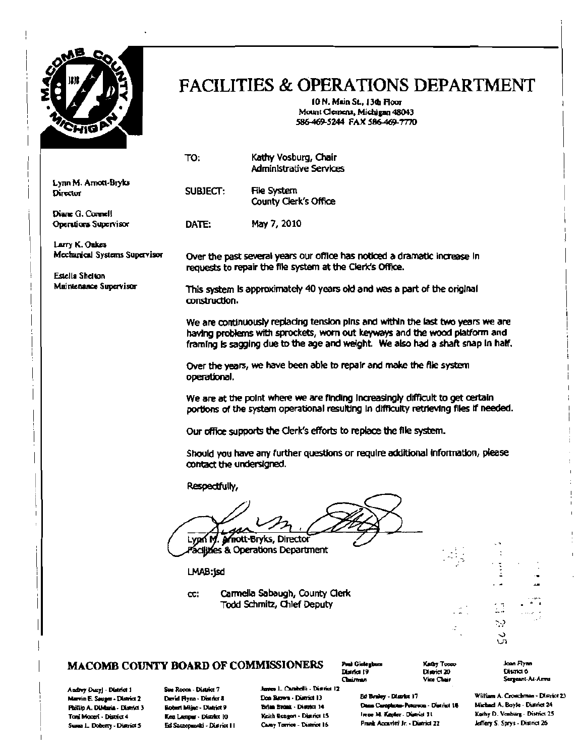# FACILITIES & OPERATIONS DEPARTMENT

10 N. Main St., 13th Floor
Mount Clemens, Michigan 48043
586-469-5244 FAX 586-469-7770

Lynn M. Arnott-Bryks
Director

Diane G. Connell
Operations Supervisor

Larry K. Oakes
Mechanical Systems Supervisor

Estella Shelton
Maintenance Supervisor

TO: Kathy Vosburg, Chair
Administrative Services

SUBJECT: File System
County Clerk's Office

DATE: May 7, 2010

Over the past several years our office has noticed a dramatic increase in requests to repair the file system at the Clerk's Office.

This system is approximately 40 years old and was a part of the original construction.

We are continuously replacing tension pins and within the last two years we are having problems with sprockets, worn out keyways and the wood platform and framing is sagging due to the age and weight. We also had a shaft snap in half.

Over the years, we have been able to repair and make the file system operational.

We are at the point where we are finding increasingly difficult to get certain portions of the system operational resulting in difficulty retrieving files if needed.

Our office supports the Clerk's efforts to replace the file system.

Should you have any further questions or require additional information, please contact the undersigned.

Respectfully,

Lynn M. Arnott-Bryks, Director
Facilities & Operations Department

LMAB:jsd

cc: Carmella Sabaugh, County Clerk
Todd Schmitz, Chief Deputy

## MACOMB COUNTY BOARD OF COMMISSIONERS

Paul Gieleghem, District 19, Chairman
Kathy Tocco, District 20, Vice Chair
Joan Flynn, District 6, Sergeant-At-Arms

Andrey Duzyj - District 1
Marvin E. Sauger - District 2
Phillip A. DiMaria - District 3
Toni Moceri - District 4
Susan L. Doherty - District 5
Sue Rocca - District 7
David Flynn - District 8
Robert Mijac - District 9
Ken Lampar - District 10
Ed Szczepanski - District 11
James L. Carabelli - District 12
Don Brown - District 13
Brian Brdak - District 14
Keith Rengert - District 15
Carey Torrice - District 16
Ed Bruley - District 17
Dana Camphous-Peterson - District 18
Irene M. Kepler - District 21
Frank Accavitti Jr. - District 22
William A. Crouchman - District 23
Michael A. Boyle - District 24
Kathy D. Vosburg - District 25
Jeffery S. Sprys - District 26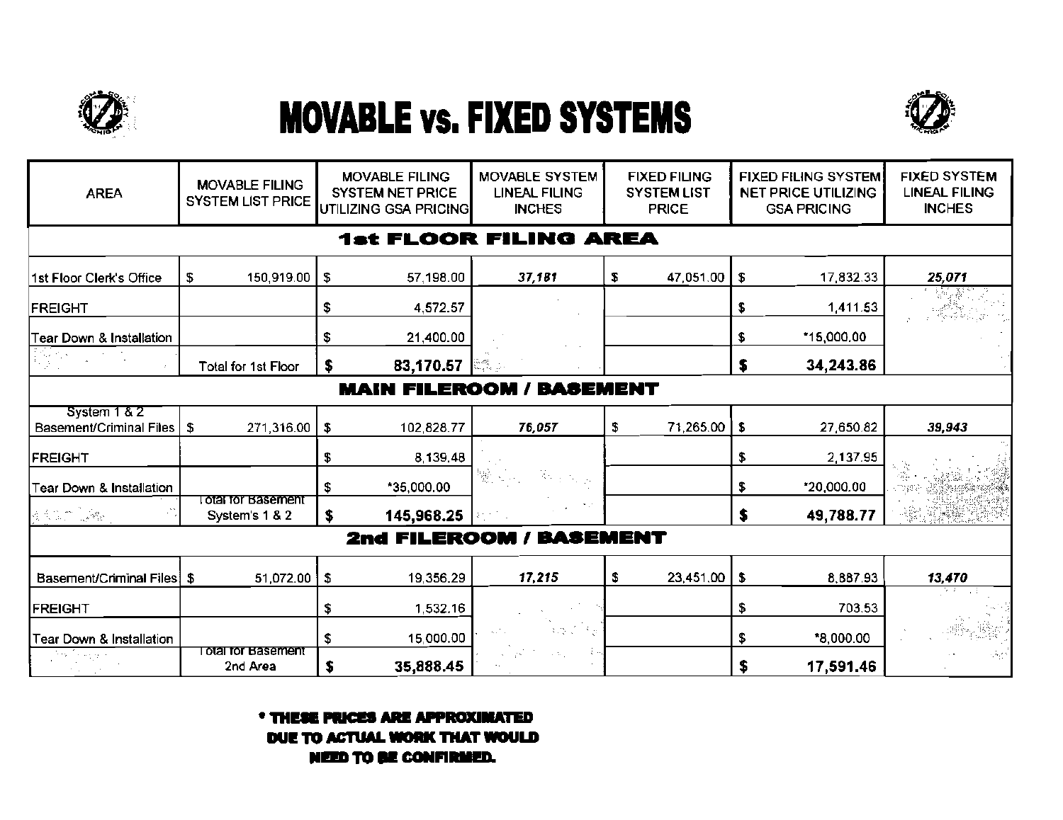# MOVABLE vs. FIXED SYSTEMS

| AREA | MOVABLE FILING SYSTEM LIST PRICE | MOVABLE FILING SYSTEM NET PRICE UTILIZING GSA PRICING | MOVABLE SYSTEM LINEAL FILING INCHES | FIXED FILING SYSTEM LIST PRICE | FIXED FILING SYSTEM NET PRICE UTILIZING GSA PRICING | FIXED SYSTEM LINEAL FILING INCHES |
|---|---|---|---|---|---|---|
| **1st FLOOR FILING AREA** | | | | | | |
| 1st Floor Clerk's Office | $ 150,919.00 | $ 57,198.00 | ***37,181*** | $ 47,051.00 | $ 17,832.33 | ***25,071*** |
| FREIGHT | | $ 4,572.57 | | | $ 1,411.53 | |
| Tear Down & Installation | | $ 21,400.00 | | | $ *15,000.00 | |
| | Total for 1st Floor | **$ 83,170.57** | | | **$ 34,243.86** | |
| **MAIN FILEROOM / BASEMENT** | | | | | | |
| System 1 & 2 Basement/Criminal Files | $ 271,316.00 | $ 102,828.77 | ***76,057*** | $ 71,265.00 | $ 27,650.82 | ***39,943*** |
| FREIGHT | | $ 8,139.48 | | | $ 2,137.95 | |
| Tear Down & Installation | | $ *35,000.00 | | | $ *20,000.00 | |
| | Total for Basement System's 1 & 2 | **$ 145,968.25** | | | **$ 49,788.77** | |
| **2nd FILEROOM / BASEMENT** | | | | | | |
| Basement/Criminal Files | $ 51,072.00 | $ 19,356.29 | ***17,215*** | $ 23,451.00 | $ 8,887.93 | ***13,470*** |
| FREIGHT | | $ 1,532.16 | | | $ 703.53 | |
| Tear Down & Installation | | $ 15,000.00 | | | $ *8,000.00 | |
| | Total for Basement 2nd Area | **$ 35,888.45** | | | **$ 17,591.46** | |

**\* THESE PRICES ARE APPROXIMATED DUE TO ACTUAL WORK THAT WOULD NEED TO BE CONFIRMED.**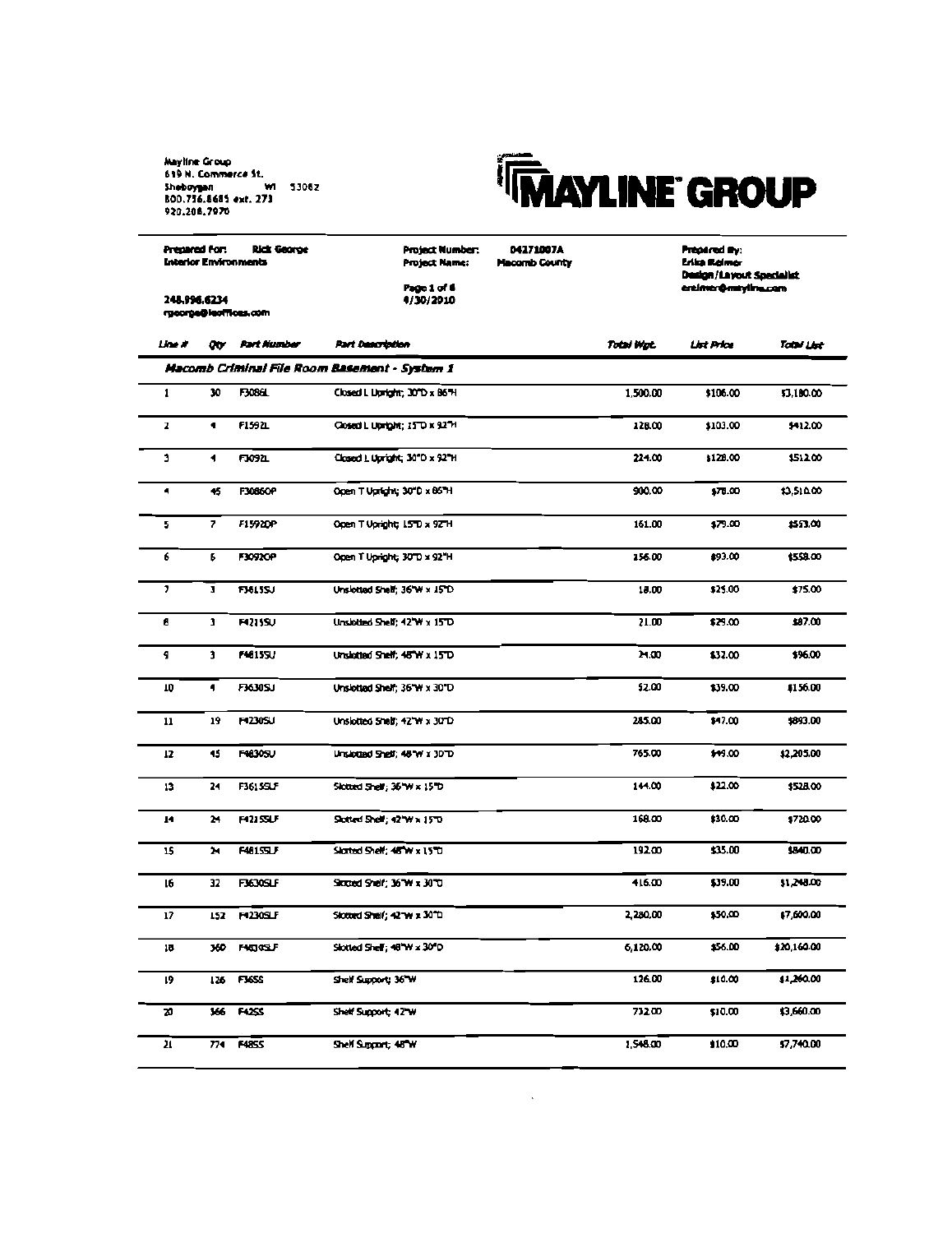Mayline Group
619 N. Commerce St.
Sheboygan WI 53082
800.756.8685 ext. 273
920.208.7970

# MAYLINE GROUP

**Prepared For:** Rick George
**Interior Environments**

248.996.6234
rgeorge@ieoffices.com

**Project Number:** 04271007A
**Project Name:** Macomb County

Page 1 of 6
4/30/2010

**Prepared By:**
Erika Reimer
Design/Layout Specialist
ereimer@mayline.com

| *Line #* | *Qty* | *Part Number* | *Part Description* | *Total Wgt.* | *List Price* | *Total List* |
|---|---|---|---|---|---|---|
| ***Macomb Criminal File Room Basement - System 1*** | | | | | | |
| 1 | 30 | F3086L | Closed L Upright; 30"D x 86"H | 1,500.00 | $106.00 | $3,180.00 |
| 2 | 4 | F1592L | Closed L Upright; 15"D x 92"H | 128.00 | $103.00 | $412.00 |
| 3 | 4 | F3092L | Closed L Upright; 30"D x 92"H | 224.00 | $128.00 | $512.00 |
| 4 | 45 | F3086OP | Open T Upright; 30"D x 86"H | 900.00 | $78.00 | $3,510.00 |
| 5 | 7 | F1592OP | Open T Upright; 15"D x 92"H | 161.00 | $79.00 | $553.00 |
| 6 | 6 | F3092OP | Open T Upright; 30"D x 92"H | 156.00 | $93.00 | $558.00 |
| 7 | 3 | F3615SU | Unslotted Shelf; 36"W x 15"D | 18.00 | $25.00 | $75.00 |
| 8 | 3 | F4215SU | Unslotted Shelf; 42"W x 15"D | 21.00 | $29.00 | $87.00 |
| 9 | 3 | F4815SU | Unslotted Shelf; 48"W x 15"D | 24.00 | $32.00 | $96.00 |
| 10 | 4 | F3630SU | Unslotted Shelf; 36"W x 30"D | 52.00 | $39.00 | $156.00 |
| 11 | 19 | F4230SU | Unslotted Shelf; 42"W x 30"D | 285.00 | $47.00 | $893.00 |
| 12 | 45 | F4830SU | Unslotted Shelf; 48"W x 30"D | 765.00 | $49.00 | $2,205.00 |
| 13 | 24 | F3615SLF | Slotted Shelf; 36"W x 15"D | 144.00 | $22.00 | $528.00 |
| 14 | 24 | F4215SLF | Slotted Shelf; 42"W x 15"D | 168.00 | $30.00 | $720.00 |
| 15 | 24 | F4815SLF | Slotted Shelf; 48"W x 15"D | 192.00 | $35.00 | $840.00 |
| 16 | 32 | F3630SLF | Slotted Shelf; 36"W x 30"D | 416.00 | $39.00 | $1,248.00 |
| 17 | 152 | F4230SLF | Slotted Shelf; 42"W x 30"D | 2,280.00 | $50.00 | $7,600.00 |
| 18 | 360 | F4830SLF | Slotted Shelf; 48"W x 30"D | 6,120.00 | $56.00 | $20,160.00 |
| 19 | 126 | F36SS | Shelf Support; 36"W | 126.00 | $10.00 | $1,260.00 |
| 20 | 366 | F42SS | Shelf Support; 42"W | 732.00 | $10.00 | $3,660.00 |
| 21 | 774 | F48SS | Shelf Support; 48"W | 1,548.00 | $10.00 | $7,740.00 |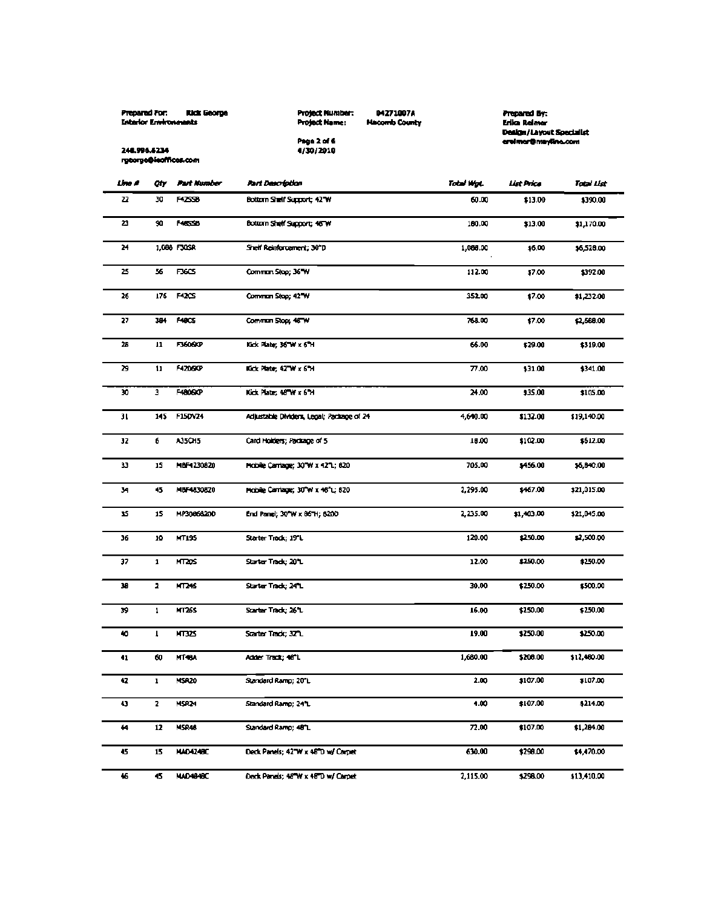Prepared For: Rick George
Interior Environments

248.996.6234
rgeorge@ieoffices.com

Project Number: 04271007A
Project Name: Macomb County

4/30/2010

Prepared By:
Erika Reimer
Design/Layout Specialist
ereimer@mayline.com

| Line # | Qty | Part Number | Part Description | Total Wgt. | List Price | Total List |
|---|---|---|---|---|---|---|
| 22 | 30 | F42SSB | Bottom Shelf Support; 42"W | 60.00 | $13.00 | $390.00 |
| 23 | 90 | F48SSB | Bottom Shelf Support; 48"W | 180.00 | $13.00 | $1,170.00 |
| 24 | 1,088 | F30SR | Shelf Reinforcement; 30"D | 1,088.00 | $6.00 | $6,528.00 |
| 25 | 56 | F36CS | Common Stop; 36"W | 112.00 | $7.00 | $392.00 |
| 26 | 176 | F42CS | Common Stop; 42"W | 352.00 | $7.00 | $1,232.00 |
| 27 | 384 | F48CS | Common Stop; 48"W | 768.00 | $7.00 | $2,688.00 |
| 28 | 11 | F3606KP | Kick Plate; 36"W x 6"H | 66.00 | $29.00 | $319.00 |
| 29 | 11 | F4206KP | Kick Plate; 42"W x 6"H | 77.00 | $31.00 | $341.00 |
| 30 | 3 | F4806KP | Kick Plate; 48"W x 6"H | 24.00 | $35.00 | $105.00 |
| 31 | 145 | F15DV24 | Adjustable Dividers, Legal; Package of 24 | 4,640.00 | $132.00 | $19,140.00 |
| 32 | 6 | A35CH5 | Card Holders; Package of 5 | 18.00 | $102.00 | $612.00 |
| 33 | 15 | MBF4230820 | Mobile Carriage; 30"W x 42"L; 820 | 705.00 | $456.00 | $6,840.00 |
| 34 | 45 | MBF4830820 | Mobile Carriage; 30"W x 48"L; 820 | 2,295.00 | $467.00 | $21,015.00 |
| 35 | 15 | MP30868200 | End Panel; 30"W x 86"H; 8200 | 2,235.00 | $1,403.00 | $21,045.00 |
| 36 | 10 | MT19S | Starter Track; 19"L | 120.00 | $250.00 | $2,500.00 |
| 37 | 1 | MT20S | Starter Track; 20"L | 12.00 | $250.00 | $250.00 |
| 38 | 2 | MT24S | Starter Track; 24"L | 30.00 | $250.00 | $500.00 |
| 39 | 1 | MT26S | Starter Track; 26"L | 16.00 | $250.00 | $250.00 |
| 40 | 1 | MT32S | Starter Track; 32"L | 19.00 | $250.00 | $250.00 |
| 41 | 60 | MT48A | Adder Track; 48"L | 1,680.00 | $208.00 | $12,480.00 |
| 42 | 1 | MSR20 | Standard Ramp; 20"L | 2.00 | $107.00 | $107.00 |
| 43 | 2 | MSR24 | Standard Ramp; 24"L | 4.00 | $107.00 | $214.00 |
| 44 | 12 | MSR48 | Standard Ramp; 48"L | 72.00 | $107.00 | $1,284.00 |
| 45 | 15 | MAD4248C | Deck Panels; 42"W x 48"D w/ Carpet | 630.00 | $298.00 | $4,470.00 |
| 46 | 45 | MAD4848C | Deck Panels; 48"W x 48"D w/ Carpet | 2,115.00 | $298.00 | $13,410.00 |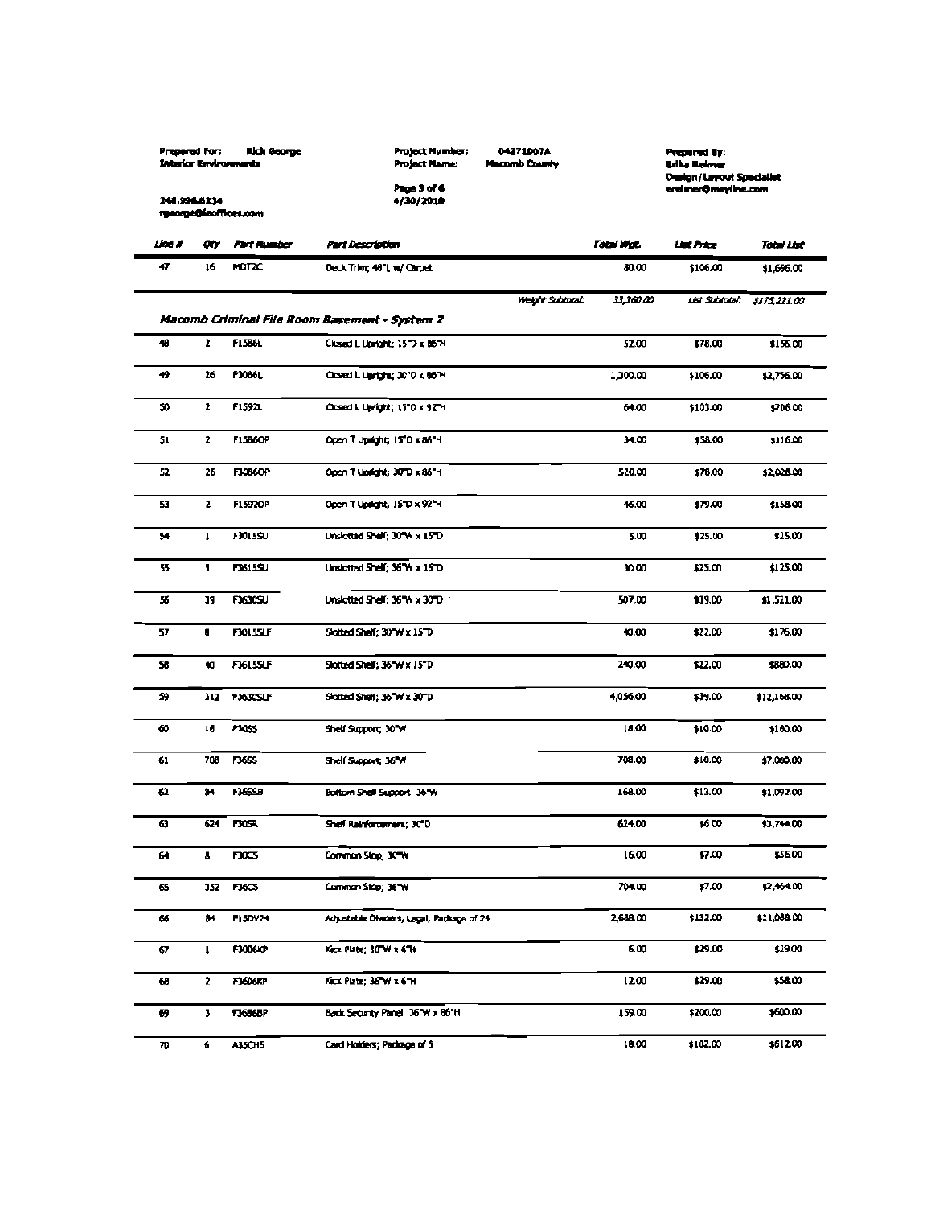Prepared For: Rick George
Interior Environments

248.996.6234
rgeorge@ieoffices.com

Project Number: 04271007A
Project Name: Macomb County

Page 3 of 6
4/30/2010

Prepared By:
Erika Reimer
Design/Layout Specialist
ereimer@mayline.com

| *Line #* | *Qty* | *Part Number* | *Part Description* | *Total Wgt.* | *List Price* | *Total List* |
|---|---|---|---|---|---|---|
| 47 | 16 | MDT2C | Deck Trim; 48"L w/ Carpet | 80.00 | $106.00 | $1,696.00 |
| | | | *Weight Subtotal:* | *33,360.00* | *List Subtotal:* | *$175,221.00* |

### *Macomb Criminal File Room Basement - System 2*

| *Line #* | *Qty* | *Part Number* | *Part Description* | *Total Wgt.* | *List Price* | *Total List* |
|---|---|---|---|---|---|---|
| 48 | 2 | F1586L | Closed L Upright; 15"D x 86"H | 52.00 | $78.00 | $156.00 |
| 49 | 26 | F3086L | Closed L Upright; 30"D x 86"H | 1,300.00 | $106.00 | $2,756.00 |
| 50 | 2 | F1592L | Closed L Upright; 15"D x 92"H | 64.00 | $103.00 | $206.00 |
| 51 | 2 | F1586OP | Open T Upright; 15"D x 86"H | 34.00 | $58.00 | $116.00 |
| 52 | 26 | F3086OP | Open T Upright; 30"D x 86"H | 520.00 | $78.00 | $2,028.00 |
| 53 | 2 | F1592OP | Open T Upright; 15"D x 92"H | 46.00 | $79.00 | $158.00 |
| 54 | 1 | F3015SU | Unslotted Shelf; 30"W x 15"D | 5.00 | $25.00 | $25.00 |
| 55 | 5 | F3615SU | Unslotted Shelf; 36"W x 15"D | 30.00 | $25.00 | $125.00 |
| 56 | 39 | F3630SU | Unslotted Shelf; 36"W x 30"D | 507.00 | $39.00 | $1,521.00 |
| 57 | 8 | F3015SLF | Slotted Shelf; 30"W x 15"D | 40.00 | $22.00 | $176.00 |
| 58 | 40 | F3615SLF | Slotted Shelf; 36"W x 15"D | 240.00 | $22.00 | $880.00 |
| 59 | 312 | F3630SLF | Slotted Shelf; 36"W x 30"D | 4,056.00 | $39.00 | $12,168.00 |
| 60 | 18 | F30SS | Shelf Support; 30"W | 18.00 | $10.00 | $180.00 |
| 61 | 708 | F36SS | Shelf Support; 36"W | 708.00 | $10.00 | $7,080.00 |
| 62 | 84 | F36SSB | Bottom Shelf Support; 36"W | 168.00 | $13.00 | $1,092.00 |
| 63 | 624 | F30SR | Shelf Reinforcement; 30"D | 624.00 | $6.00 | $3,744.00 |
| 64 | 8 | F30CS | Common Stop; 30"W | 16.00 | $7.00 | $56.00 |
| 65 | 352 | F36CS | Common Stop; 36"W | 704.00 | $7.00 | $2,464.00 |
| 66 | 84 | F15DV24 | Adjustable Dividers, Legal; Package of 24 | 2,688.00 | $132.00 | $11,088.00 |
| 67 | 1 | F3006KP | Kick Plate; 30"W x 6"H | 6.00 | $29.00 | $29.00 |
| 68 | 2 | F3606KP | Kick Plate; 36"W x 6"H | 12.00 | $29.00 | $58.00 |
| 69 | 3 | F3686BP | Back Security Panel; 36"W x 86"H | 159.00 | $200.00 | $600.00 |
| 70 | 6 | A35CH5 | Card Holders; Package of 5 | 18.00 | $102.00 | $612.00 |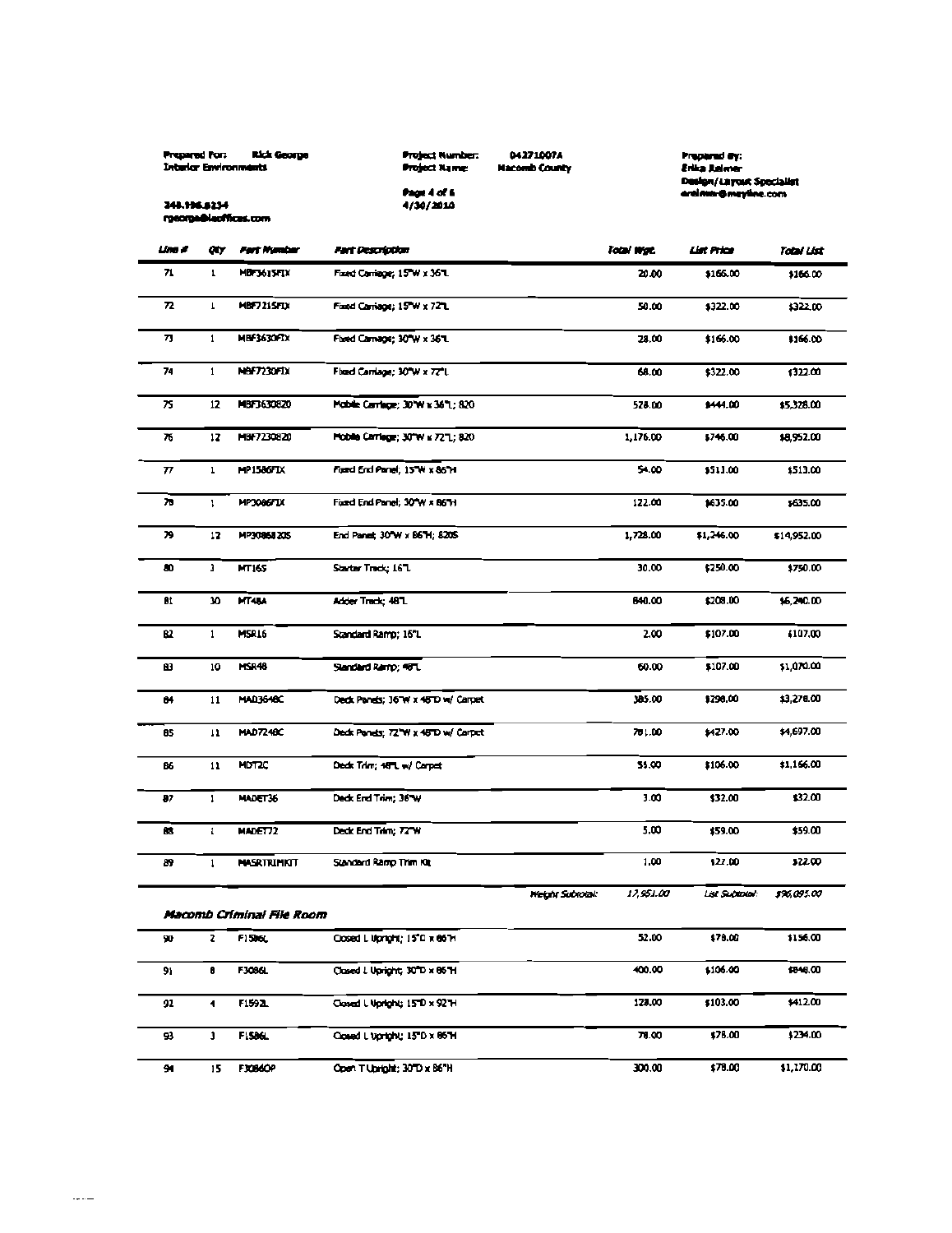Prepared For: Rick George
Interior Environments

248.996.8234
rgeorge@ieoffices.com

Project Number: 04271007A
Project Name: Macomb County

4/30/2010

Prepared By:
Erika Reimer
Design/Layout Specialist
ereimer@meyline.com

| Line # | Qty | Part Number | Part Description | Total Wgt. | List Price | Total List |
|---|---|---|---|---|---|---|
| 71 | 1 | MBF3615FIX | Fixed Carriage; 15"W x 36"L | 20.00 | $166.00 | $166.00 |
| 72 | 1 | MBF7215FIX | Fixed Carriage; 15"W x 72"L | 50.00 | $322.00 | $322.00 |
| 73 | 1 | MBF3630FIX | Fixed Carriage; 30"W x 36"L | 28.00 | $166.00 | $166.00 |
| 74 | 1 | MBF7230FIX | Fixed Carriage; 30"W x 72"L | 68.00 | $322.00 | $322.00 |
| 75 | 12 | MBF3630820 | Mobile Carriage; 30"W x 36"L; 820 | 528.00 | $444.00 | $5,328.00 |
| 76 | 12 | MBF7230820 | Mobile Carriage; 30"W x 72"L; 820 | 1,176.00 | $746.00 | $8,952.00 |
| 77 | 1 | MP1586FIX | Fixed End Panel, 15"W x 86"H | 54.00 | $513.00 | $513.00 |
| 78 | 1 | MP3086FIX | Fixed End Panel, 30"W x 86"H | 122.00 | $635.00 | $635.00 |
| 79 | 12 | MP3086820S | End Panel; 30"W x 86"H; 820S | 1,728.00 | $1,246.00 | $14,952.00 |
| 80 | 3 | MT16S | Starter Track; 16"L | 30.00 | $250.00 | $750.00 |
| 81 | 30 | MT48A | Adder Track; 48"L | 840.00 | $208.00 | $6,240.00 |
| 82 | 1 | MSR16 | Standard Ramp; 16"L | 2.00 | $107.00 | $107.00 |
| 83 | 10 | MSR48 | Standard Ramp; 48"L | 60.00 | $107.00 | $1,070.00 |
| 84 | 11 | MAD3648C | Deck Panels; 36"W x 48"D w/ Carpet | 385.00 | $298.00 | $3,278.00 |
| 85 | 11 | MAD7248C | Deck Panels; 72"W x 48"D w/ Carpet | 781.00 | $427.00 | $4,697.00 |
| 86 | 11 | MDT2C | Deck Trim; 48"L w/ Carpet | 55.00 | $106.00 | $1,166.00 |
| 87 | 1 | MADET36 | Deck End Trim; 36"W | 3.00 | $32.00 | $32.00 |
| 88 | 1 | MADET72 | Deck End Trim; 72"W | 5.00 | $59.00 | $59.00 |
| 89 | 1 | MASRTRIMKIT | Standard Ramp Trim Kit | 1.00 | $22.00 | $22.00 |
| | | | Weight Subtotal: | 17,951.00 | List Subtotal: | $96,095.00 |

### Macomb Criminal File Room

| Line # | Qty | Part Number | Part Description | Total Wgt. | List Price | Total List |
|---|---|---|---|---|---|---|
| 90 | 2 | F1586L | Closed L Upright; 15"D x 86"H | 52.00 | $78.00 | $156.00 |
| 91 | 8 | F3086L | Closed L Upright; 30"D x 86"H | 400.00 | $106.00 | $848.00 |
| 92 | 4 | F1592L | Closed L Upright; 15"D x 92"H | 128.00 | $103.00 | $412.00 |
| 93 | 3 | F1586L | Closed L Upright; 15"D x 86"H | 78.00 | $78.00 | $234.00 |
| 94 | 15 | F3086OP | Open T Upright; 30"D x 86"H | 300.00 | $78.00 | $1,170.00 |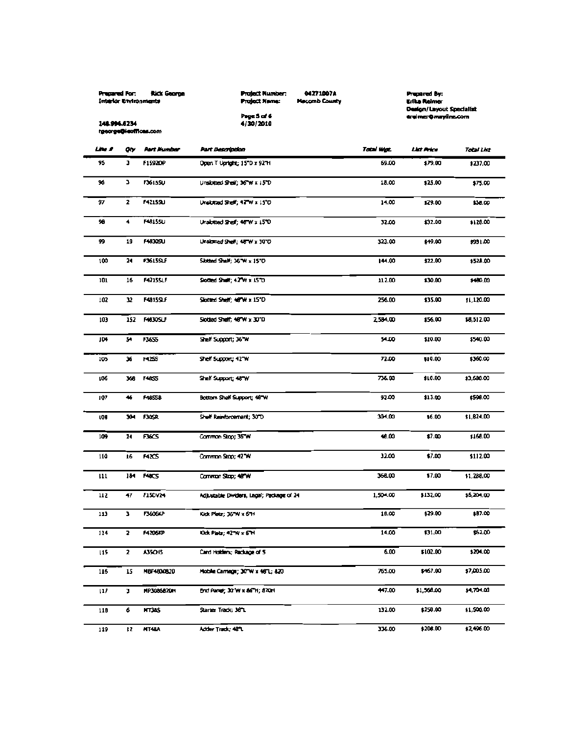**Prepared For:** Rick George
Interior Environments

248.996.6234
rgeorge@ieoffices.com

**Project Number:** 04271007A
**Project Name:** Macomb County

Page 5 of 6
4/30/2010

**Prepared By:**
Erika Reimer
Design/Layout Specialist
ereimer@mayline.com

| Line # | Qty | Part Number | Part Description | Total Wgt. | List Price | Total List |
|---|---|---|---|---|---|---|
| 95 | 3 | F15920P | Open T Upright; 15"D x 92"H | 69.00 | $79.00 | $237.00 |
| 96 | 3 | F3615SU | Unslotted Shelf; 36"W x 15"D | 18.00 | $25.00 | $75.00 |
| 97 | 2 | F4215SU | Unslotted Shelf; 42"W x 15"D | 14.00 | $29.00 | $58.00 |
| 98 | 4 | F4815SU | Unslotted Shelf; 48"W x 15"D | 32.00 | $32.00 | $128.00 |
| 99 | 19 | F4830SU | Unslotted Shelf; 48"W x 30"D | 323.00 | $49.00 | $931.00 |
| 100 | 24 | F3615SLF | Slotted Shelf; 36"W x 15"D | 144.00 | $22.00 | $528.00 |
| 101 | 16 | F4215SLF | Slotted Shelf; 42"W x 15"D | 112.00 | $30.00 | $480.00 |
| 102 | 32 | F4815SLF | Slotted Shelf; 48"W x 15"D | 256.00 | $35.00 | $1,120.00 |
| 103 | 152 | F4830SLF | Slotted Shelf; 48"W x 30"D | 2,584.00 | $56.00 | $8,512.00 |
| 104 | 54 | F36SS | Shelf Support; 36"W | 54.00 | $10.00 | $540.00 |
| 105 | 36 | F42SS | Shelf Support; 42"W | 72.00 | $10.00 | $360.00 |
| 106 | 368 | F48SS | Shelf Support; 48"W | 736.00 | $10.00 | $3,680.00 |
| 107 | 46 | F48SSB | Bottom Shelf Support; 48"W | 92.00 | $13.00 | $598.00 |
| 108 | 304 | F30SR | Shelf Reinforcement; 30"D | 304.00 | $6.00 | $1,824.00 |
| 109 | 24 | F36CS | Common Stop; 36"W | 48.00 | $7.00 | $168.00 |
| 110 | 16 | F42CS | Common Stop; 42"W | 32.00 | $7.00 | $112.00 |
| 111 | 184 | F48CS | Common Stop; 48"W | 368.00 | $7.00 | $1,288.00 |
| 112 | 47 | F15DV24 | Adjustable Dividers, Legal; Package of 24 | 1,504.00 | $132.00 | $6,204.00 |
| 113 | 3 | F3606KP | Kick Plate; 36"W x 6"H | 18.00 | $29.00 | $87.00 |
| 114 | 2 | F4206KP | Kick Plate; 42"W x 6"H | 14.00 | $31.00 | $62.00 |
| 115 | 2 | A35CH5 | Card Holders; Package of 5 | 6.00 | $102.00 | $204.00 |
| 116 | 15 | MBF4830820 | Mobile Carriage; 30"W x 48"L; 820 | 765.00 | $467.00 | $7,005.00 |
| 117 | 3 | MP3086820H | End Panel; 30"W x 86"H; 820H | 447.00 | $1,568.00 | $4,704.00 |
| 118 | 6 | MT38S | Starter Track; 38"L | 132.00 | $250.00 | $1,500.00 |
| 119 | 12 | MT48A | Adder Track; 48"L | 336.00 | $208.00 | $2,496.00 |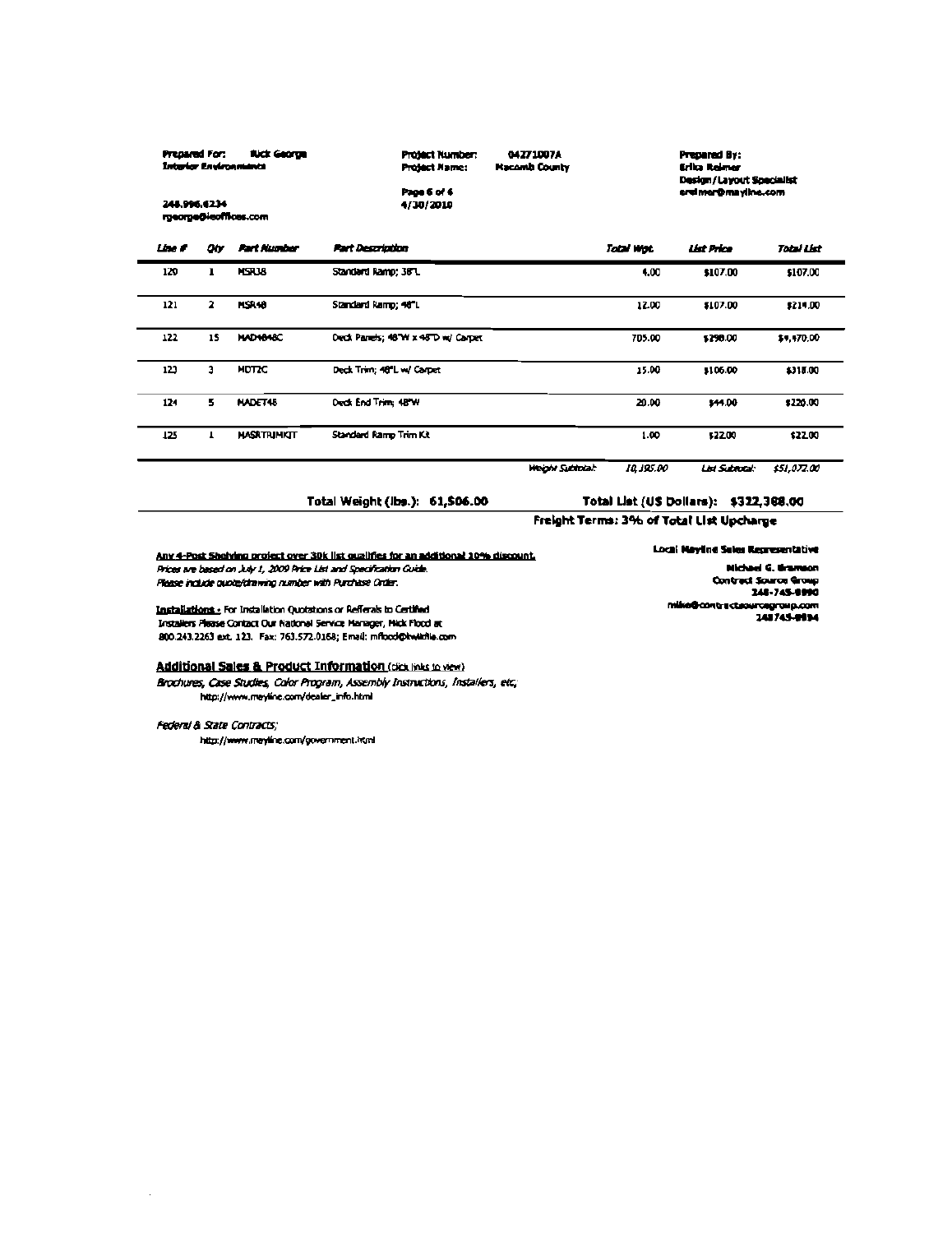Prepared For: Rick George
Interior Environments

248.996.6234
rgeorge@ieoffices.com

Project Number: 04271007A
Project Name: Macomb County

4/30/2010

Prepared By:
Erika Reimer
Design/Layout Specialist
ereimer@mayline.com

| Line # | Qty | Part Number | Part Description | Total Wgt. | List Price | Total List |
|---|---|---|---|---|---|---|
| 120 | 1 | MSR38 | Standard Ramp; 38"L | 4.00 | $107.00 | $107.00 |
| 121 | 2 | MSR48 | Standard Ramp; 48"L | 12.00 | $107.00 | $214.00 |
| 122 | 15 | MAD4848C | Deck Panels; 48"W x 48"D w/ Carpet | 705.00 | $298.00 | $4,470.00 |
| 123 | 3 | MDT2C | Deck Trim; 48"L w/ Carpet | 15.00 | $106.00 | $318.00 |
| 124 | 5 | MADET48 | Deck End Trim; 48"W | 20.00 | $44.00 | $220.00 |
| 125 | 1 | MASRTRIMKIT | Standard Ramp Trim Kit | 1.00 | $22.00 | $22.00 |
| | | | Weight Subtotal: | 10,195.00 | List Subtotal: | $51,072.00 |

**Total Weight (lbs.): 61,506.00** **Total List (US Dollars): $322,368.00**

**Freight Terms: 3% of Total List Upcharge**

Any 4-Post Shelving project over 30k list qualifies for an additional 10% discount.

*Prices are based on July 1, 2009 Price List and Specification Guide.*

*Please include quote/drawing number with Purchase Order.*

Installations : For Installation Quotations or Refferals to Certified Installers Please Contact Our National Service Manager, Nick Flood at 800.243.2263 ext. 123. Fax: 763.572.0168; Email: nflood@kwikfile.com

**Local Mayline Sales Representative**

Michael G. Bramson
Contract Source Group
248-745-8990
mike@contractsourcegroup.com
248745-8894

**Additional Sales & Product Information** (click links to view)

*Brochures, Case Studies, Color Program, Assembly Instructions, Installers, etc,*
http://www.mayline.com/dealer_info.html

*Federal & State Contracts;*
http://www.mayline.com/government.html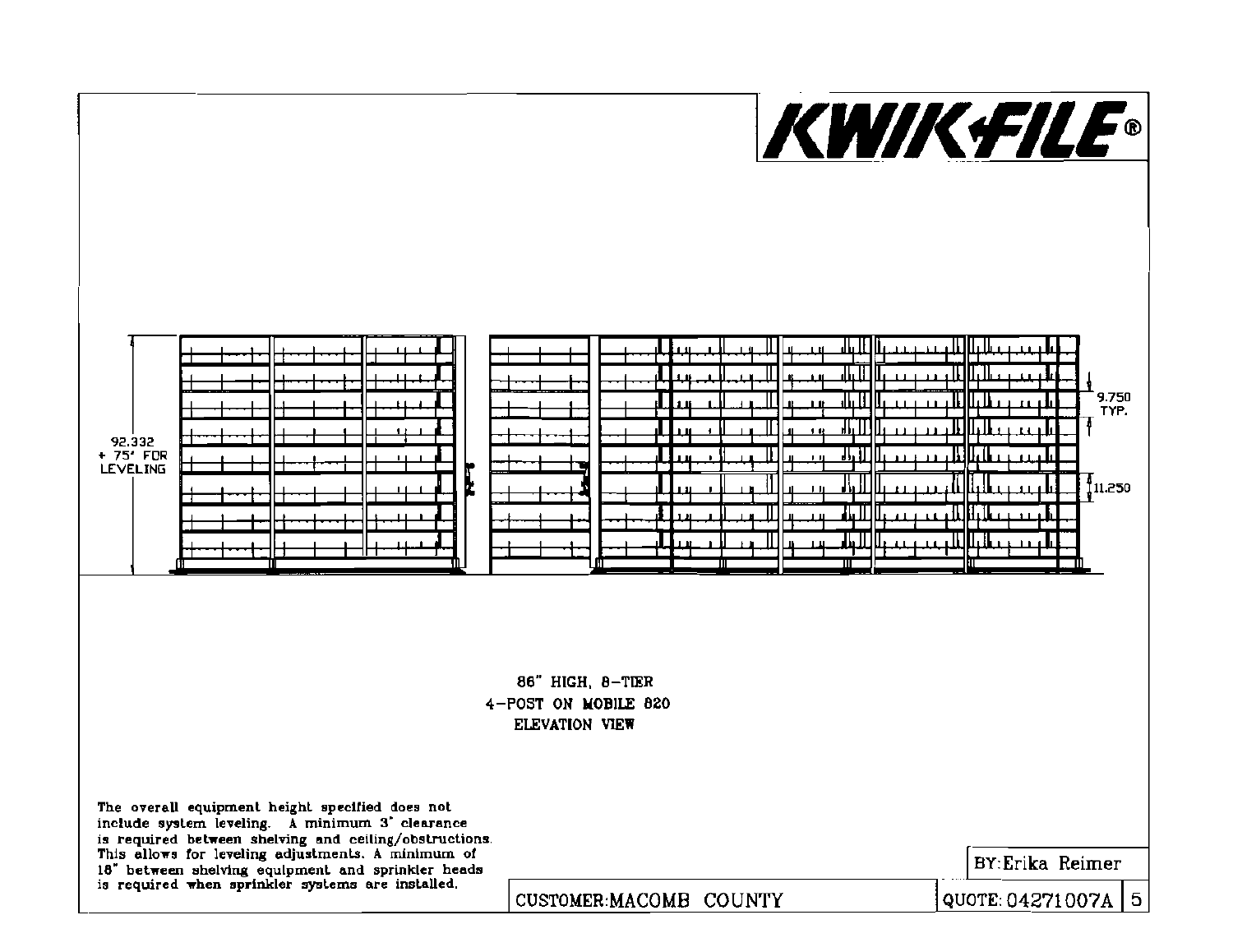# KWIK-FILE®

92.332
+ .75" FOR
LEVELING

9.750
TYP.

11.250

86" HIGH, 8-TIER
4-POST ON MOBILE 820
ELEVATION VIEW

The overall equipment height specified does not include system leveling. A minimum 3" clearance is required between shelving and ceiling/obstructions. This allows for leveling adjustments. A minimum of 18" between shelving equipment and sprinkler heads is required when sprinkler systems are installed.

BY: Erika Reimer

CUSTOMER: MACOMB COUNTY

QUOTE: 04271007A

5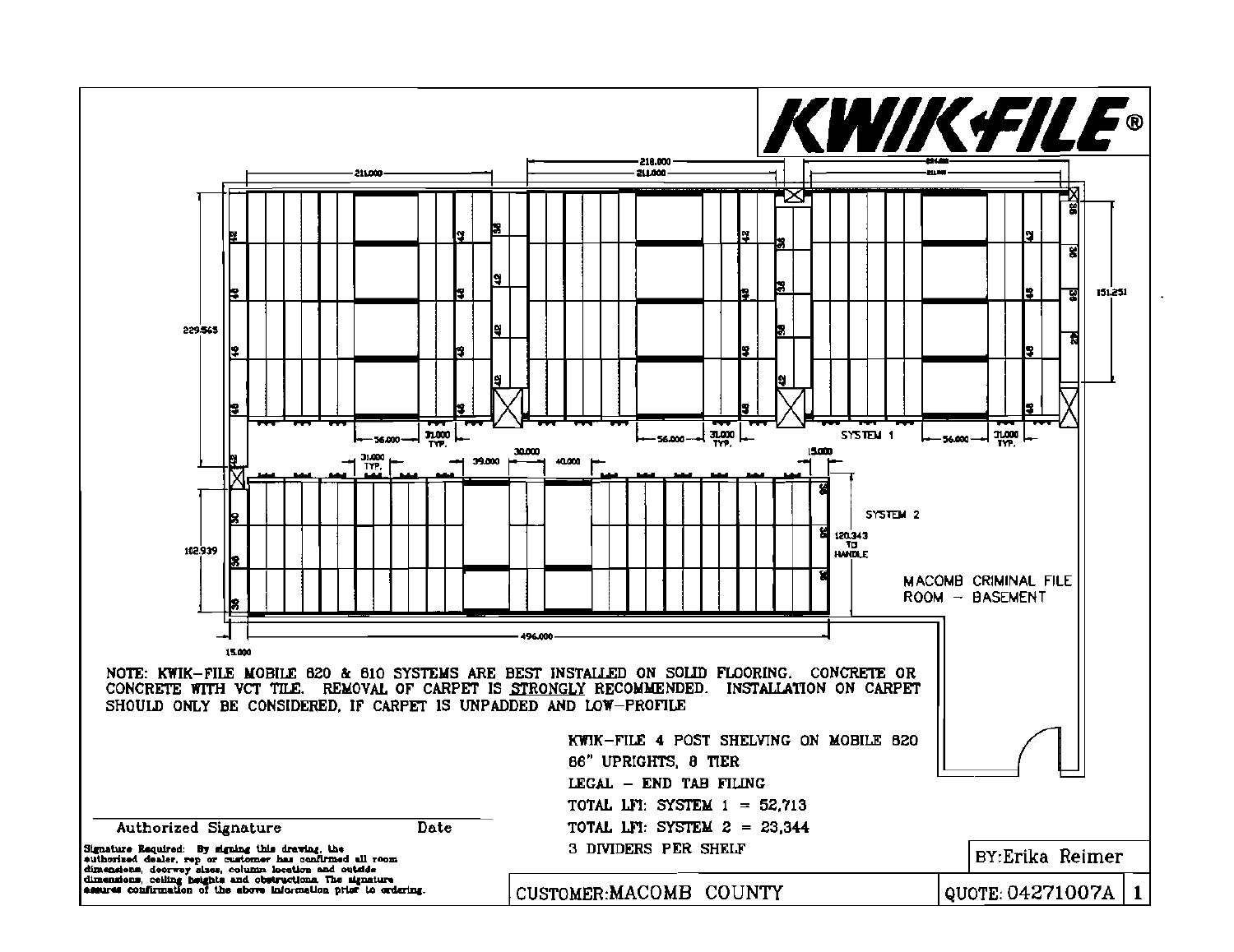KWIK-FILE®

SYSTEM 1

SYSTEM 2

MACOMB CRIMINAL FILE ROOM – BASEMENT

NOTE: KWIK-FILE MOBILE 820 & 810 SYSTEMS ARE BEST INSTALLED ON SOLID FLOORING. CONCRETE OR CONCRETE WITH VCT TILE. REMOVAL OF CARPET IS STRONGLY RECOMMENDED. INSTALLATION ON CARPET SHOULD ONLY BE CONSIDERED, IF CARPET IS UNPADDED AND LOW-PROFILE

KWIK-FILE 4 POST SHELVING ON MOBILE 820
86" UPRIGHTS, 8 TIER
LEGAL – END TAB FILING
TOTAL LFI: SYSTEM 1 = 52,713
TOTAL LFI: SYSTEM 2 = 23,344
3 DIVIDERS PER SHELF

Authorized Signature &nbsp;&nbsp;&nbsp;&nbsp;&nbsp;&nbsp;&nbsp;&nbsp; Date

Signature Required: By signing this drawing, the authorized dealer, rep or customer has confirmed all room dimensions, doorway sizes, column location and outside dimensions, ceiling heights and obstructions. The signature assures confirmation of the above information prior to ordering.

BY: Erika Reimer

CUSTOMER: MACOMB COUNTY

QUOTE: 04271007A

1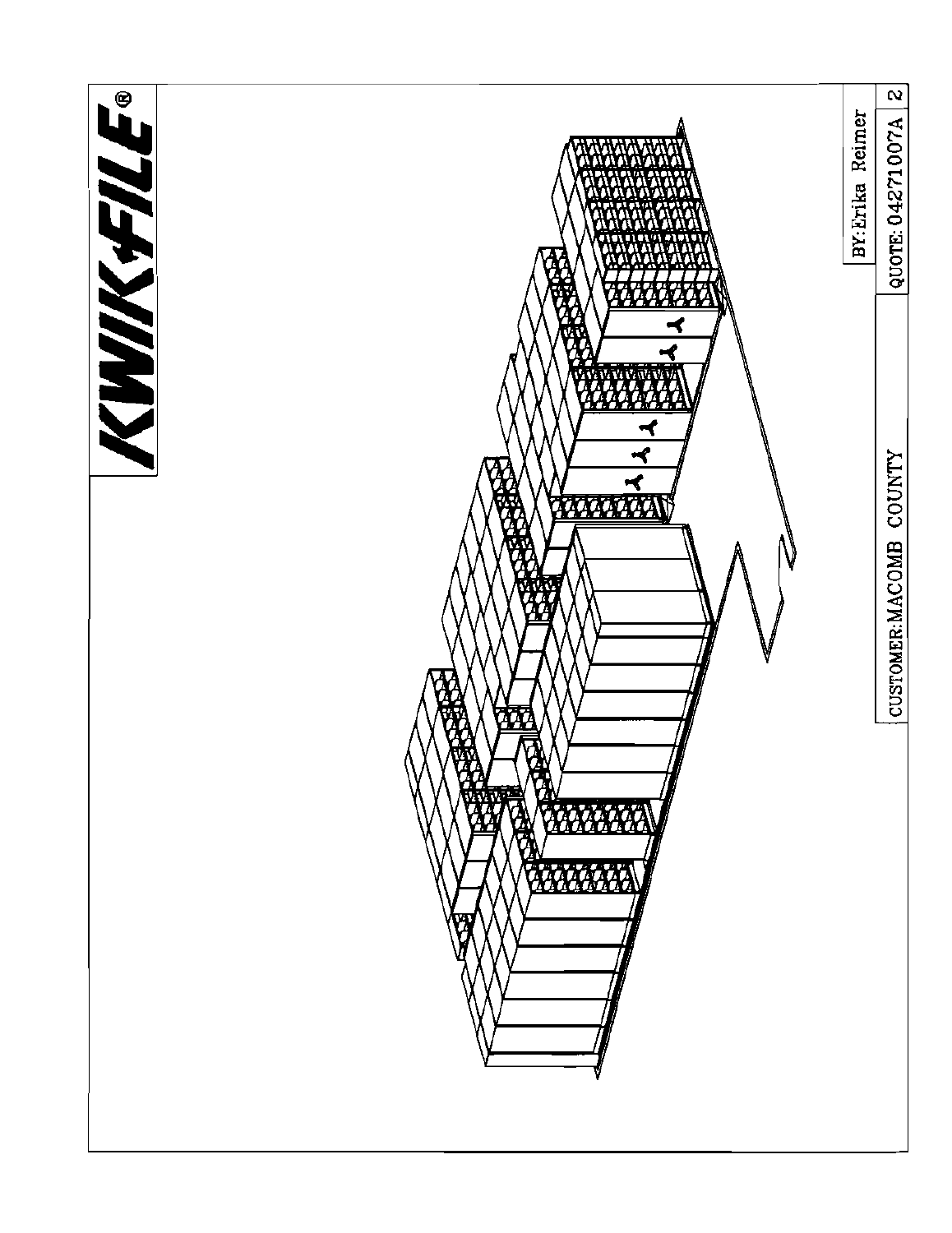KWIK-FILE®

CUSTOMER: MACOMB COUNTY

BY: Erika Reimer

QUOTE: 04271007A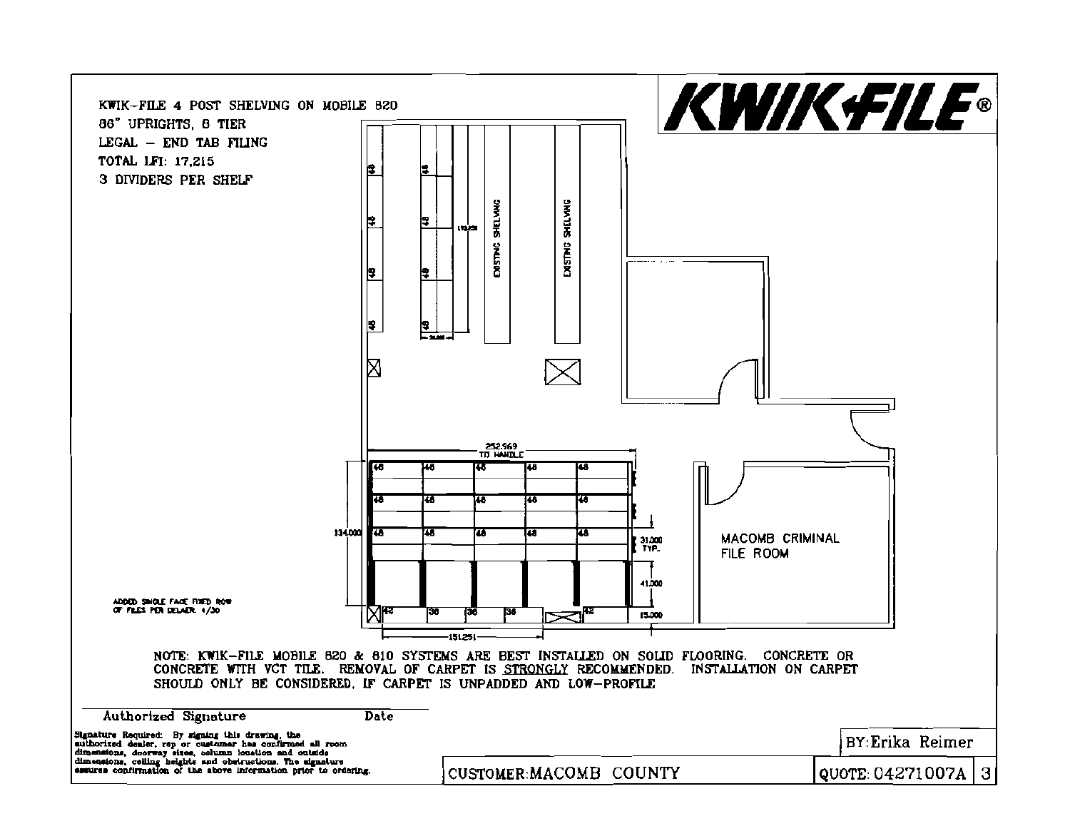KWIK-FILE 4 POST SHELVING ON MOBILE 820
86" UPRIGHTS, 8 TIER
LEGAL – END TAB FILING
TOTAL LFI: 17,215
3 DIVIDERS PER SHELF

**KWIK-FILE®**

EXISTING SHELVING

EXISTING SHELVING

252.969 TO HANDLE

134.000

31.000 TYP.

41.000

15.000

151.251

MACOMB CRIMINAL FILE ROOM

ADDED SINGLE FACE FIXED ROW OF FILES PER DEALER. 4/30

NOTE: KWIK-FILE MOBILE 820 & 810 SYSTEMS ARE BEST INSTALLED ON SOLID FLOORING. CONCRETE OR CONCRETE WITH VCT TILE. REMOVAL OF CARPET IS STRONGLY RECOMMENDED. INSTALLATION ON CARPET SHOULD ONLY BE CONSIDERED, IF CARPET IS UNPADDED AND LOW-PROFILE

Authorized Signature    Date

Signature Required: By signing this drawing, the authorized dealer, rep or customer has confirmed all room dimensions, doorway sizes, column location and outside dimensions, ceiling heights and obstructions. The signature assures confirmation of the above information prior to ordering.

CUSTOMER: MACOMB COUNTY

BY: Erika Reimer

QUOTE: 04271007A

3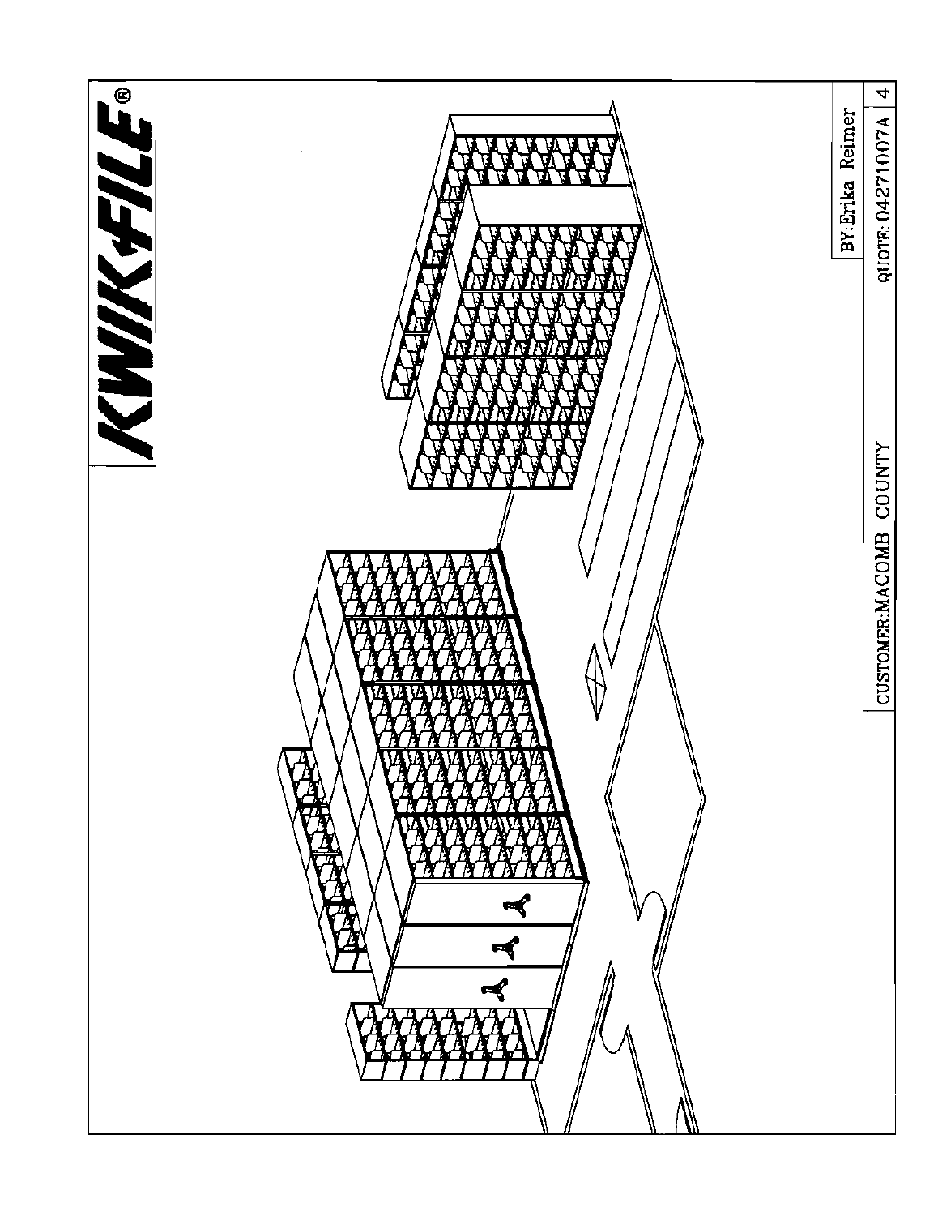KWIK-FILE®

BY: Erika Reimer

CUSTOMER: MACOMB COUNTY

QUOTE: 04271007A

4